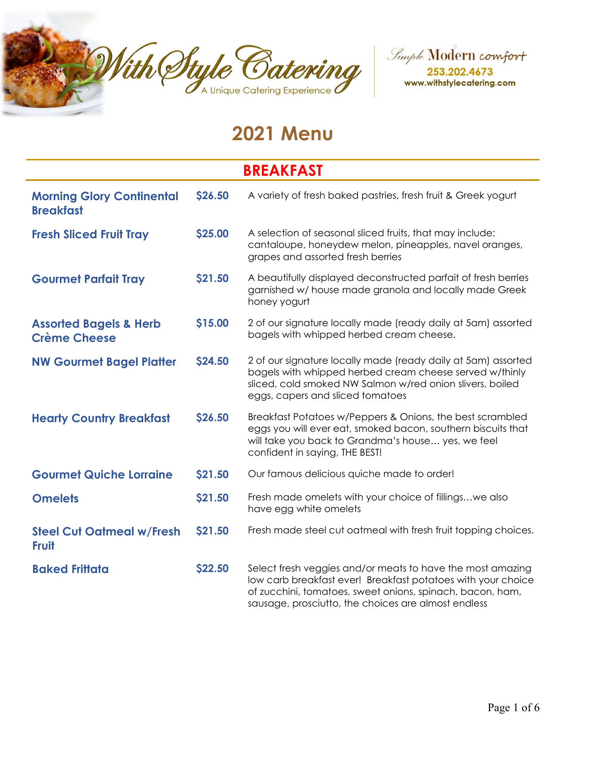# With Style Catering

A Unique Catering Experience

Simple Modern comfort
253.202.4673
www.withstylecatering.com

## 2021 Menu

## BREAKFAST

| Item | Price | Description |
|---|---|---|
| **Morning Glory Continental Breakfast** | $26.50 | A variety of fresh baked pastries, fresh fruit & Greek yogurt |
| **Fresh Sliced Fruit Tray** | $25.00 | A selection of seasonal sliced fruits, that may include: cantaloupe, honeydew melon, pineapples, navel oranges, grapes and assorted fresh berries |
| **Gourmet Parfait Tray** | $21.50 | A beautifully displayed deconstructed parfait of fresh berries garnished w/ house made granola and locally made Greek honey yogurt |
| **Assorted Bagels & Herb Crème Cheese** | $15.00 | 2 of our signature locally made (ready daily at 5am) assorted bagels with whipped herbed cream cheese. |
| **NW Gourmet Bagel Platter** | $24.50 | 2 of our signature locally made (ready daily at 5am) assorted bagels with whipped herbed cream cheese served w/thinly sliced, cold smoked NW Salmon w/red onion slivers, boiled eggs, capers and sliced tomatoes |
| **Hearty Country Breakfast** | $26.50 | Breakfast Potatoes w/Peppers & Onions, the best scrambled eggs you will ever eat, smoked bacon, southern biscuits that will take you back to Grandma's house… yes, we feel confident in saying, THE BEST! |
| **Gourmet Quiche Lorraine** | $21.50 | Our famous delicious quiche made to order! |
| **Omelets** | $21.50 | Fresh made omelets with your choice of fillings…we also have egg white omelets |
| **Steel Cut Oatmeal w/Fresh Fruit** | $21.50 | Fresh made steel cut oatmeal with fresh fruit topping choices. |
| **Baked Frittata** | $22.50 | Select fresh veggies and/or meats to have the most amazing low carb breakfast ever! Breakfast potatoes with your choice of zucchini, tomatoes, sweet onions, spinach, bacon, ham, sausage, prosciutto, the choices are almost endless |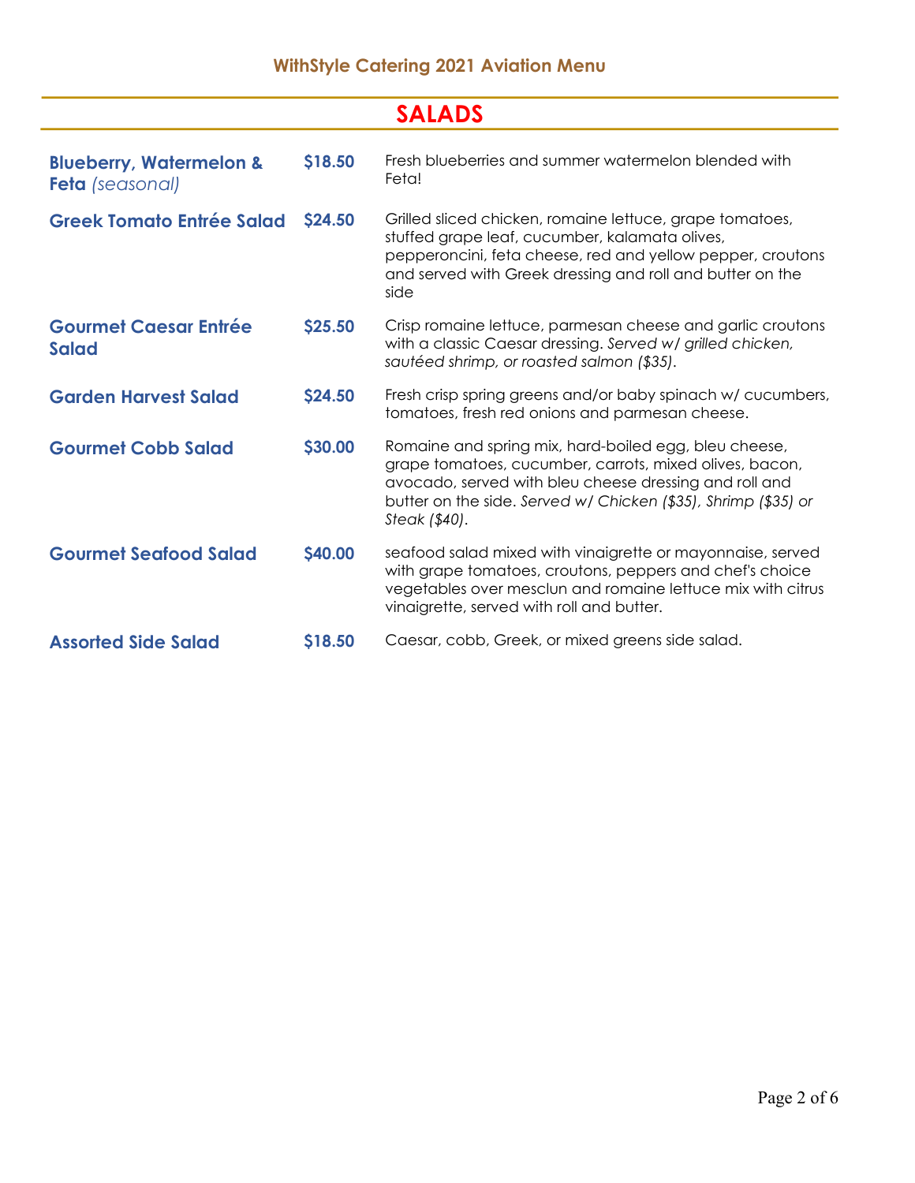# WithStyle Catering 2021 Aviation Menu

## SALADS

| Item | Price | Description |
|---|---|---|
| **Blueberry, Watermelon & Feta** *(seasonal)* | $18.50 | Fresh blueberries and summer watermelon blended with Feta! |
| **Greek Tomato Entrée Salad** | $24.50 | Grilled sliced chicken, romaine lettuce, grape tomatoes, stuffed grape leaf, cucumber, kalamata olives, pepperoncini, feta cheese, red and yellow pepper, croutons and served with Greek dressing and roll and butter on the side |
| **Gourmet Caesar Entrée Salad** | $25.50 | Crisp romaine lettuce, parmesan cheese and garlic croutons with a classic Caesar dressing. *Served w/ grilled chicken, sautéed shrimp, or roasted salmon ($35).* |
| **Garden Harvest Salad** | $24.50 | Fresh crisp spring greens and/or baby spinach w/ cucumbers, tomatoes, fresh red onions and parmesan cheese. |
| **Gourmet Cobb Salad** | $30.00 | Romaine and spring mix, hard-boiled egg, bleu cheese, grape tomatoes, cucumber, carrots, mixed olives, bacon, avocado, served with bleu cheese dressing and roll and butter on the side. *Served w/ Chicken ($35), Shrimp ($35) or Steak ($40).* |
| **Gourmet Seafood Salad** | $40.00 | seafood salad mixed with vinaigrette or mayonnaise, served with grape tomatoes, croutons, peppers and chef's choice vegetables over mesclun and romaine lettuce mix with citrus vinaigrette, served with roll and butter. |
| **Assorted Side Salad** | $18.50 | Caesar, cobb, Greek, or mixed greens side salad. |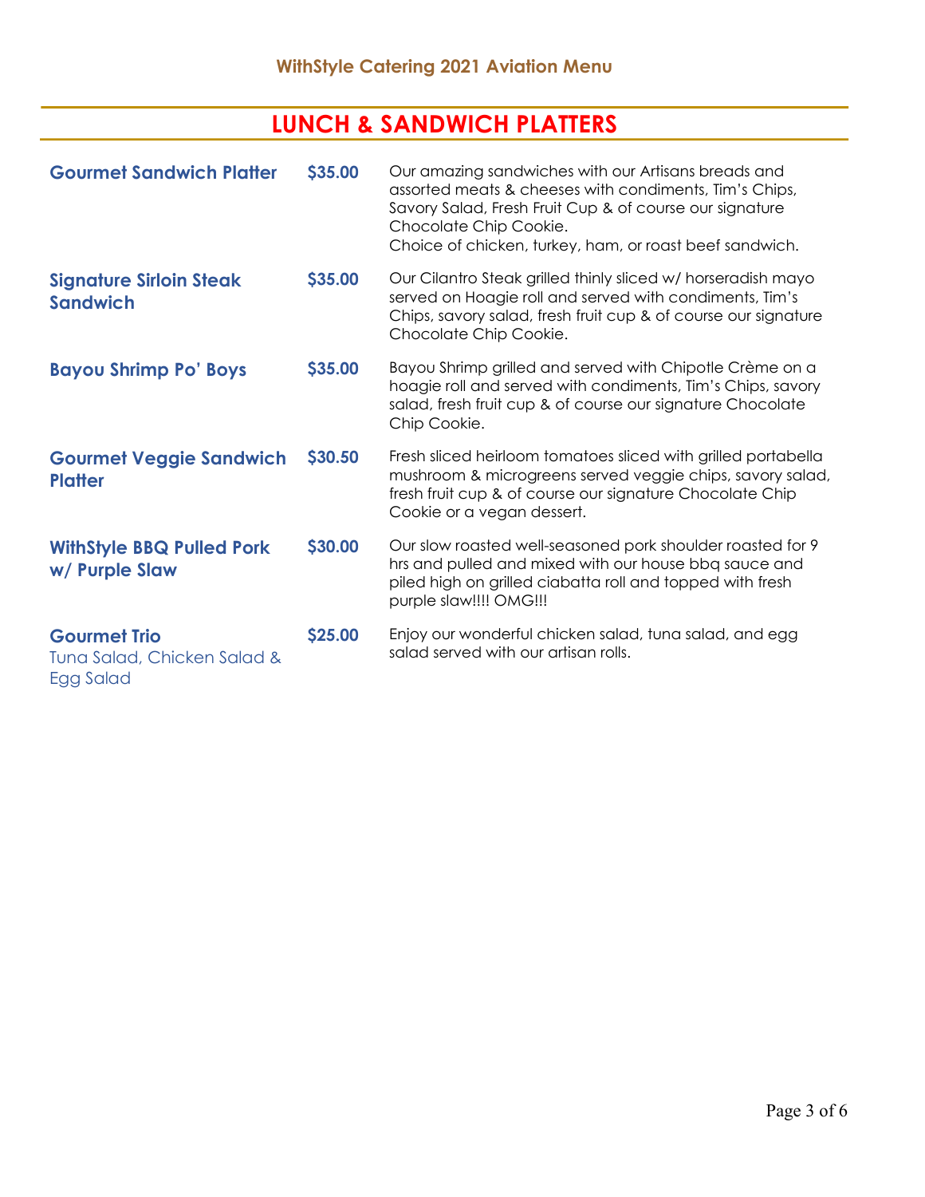## WithStyle Catering 2021 Aviation Menu

# LUNCH & SANDWICH PLATTERS

| Item | Price | Description |
| --- | --- | --- |
| **Gourmet Sandwich Platter** | **$35.00** | Our amazing sandwiches with our Artisans breads and assorted meats & cheeses with condiments, Tim's Chips, Savory Salad, Fresh Fruit Cup & of course our signature Chocolate Chip Cookie. Choice of chicken, turkey, ham, or roast beef sandwich. |
| **Signature Sirloin Steak Sandwich** | **$35.00** | Our Cilantro Steak grilled thinly sliced w/ horseradish mayo served on Hoagie roll and served with condiments, Tim's Chips, savory salad, fresh fruit cup & of course our signature Chocolate Chip Cookie. |
| **Bayou Shrimp Po' Boys** | **$35.00** | Bayou Shrimp grilled and served with Chipotle Crème on a hoagie roll and served with condiments, Tim's Chips, savory salad, fresh fruit cup & of course our signature Chocolate Chip Cookie. |
| **Gourmet Veggie Sandwich Platter** | **$30.50** | Fresh sliced heirloom tomatoes sliced with grilled portabella mushroom & microgreens served veggie chips, savory salad, fresh fruit cup & of course our signature Chocolate Chip Cookie or a vegan dessert. |
| **WithStyle BBQ Pulled Pork w/ Purple Slaw** | **$30.00** | Our slow roasted well-seasoned pork shoulder roasted for 9 hrs and pulled and mixed with our house bbq sauce and piled high on grilled ciabatta roll and topped with fresh purple slaw!!!! OMG!!! |
| **Gourmet Trio** Tuna Salad, Chicken Salad & Egg Salad | **$25.00** | Enjoy our wonderful chicken salad, tuna salad, and egg salad served with our artisan rolls. |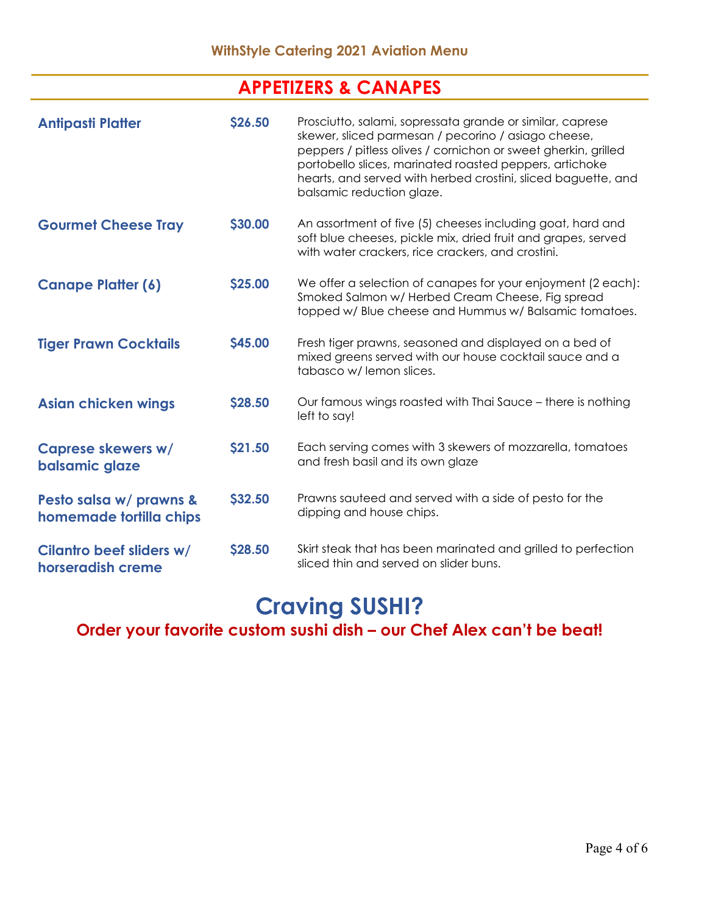### WithStyle Catering 2021 Aviation Menu

## APPETIZERS & CANAPES

| Item | Price | Description |
| --- | --- | --- |
| **Antipasti Platter** | **$26.50** | Prosciutto, salami, sopressata grande or similar, caprese skewer, sliced parmesan / pecorino / asiago cheese, peppers / pitless olives / cornichon or sweet gherkin, grilled portobello slices, marinated roasted peppers, artichoke hearts, and served with herbed crostini, sliced baguette, and balsamic reduction glaze. |
| **Gourmet Cheese Tray** | **$30.00** | An assortment of five (5) cheeses including goat, hard and soft blue cheeses, pickle mix, dried fruit and grapes, served with water crackers, rice crackers, and crostini. |
| **Canape Platter (6)** | **$25.00** | We offer a selection of canapes for your enjoyment (2 each): Smoked Salmon w/ Herbed Cream Cheese, Fig spread topped w/ Blue cheese and Hummus w/ Balsamic tomatoes. |
| **Tiger Prawn Cocktails** | **$45.00** | Fresh tiger prawns, seasoned and displayed on a bed of mixed greens served with our house cocktail sauce and a tabasco w/ lemon slices. |
| **Asian chicken wings** | **$28.50** | Our famous wings roasted with Thai Sauce – there is nothing left to say! |
| **Caprese skewers w/ balsamic glaze** | **$21.50** | Each serving comes with 3 skewers of mozzarella, tomatoes and fresh basil and its own glaze |
| **Pesto salsa w/ prawns & homemade tortilla chips** | **$32.50** | Prawns sauteed and served with a side of pesto for the dipping and house chips. |
| **Cilantro beef sliders w/ horseradish creme** | **$28.50** | Skirt steak that has been marinated and grilled to perfection sliced thin and served on slider buns. |

# Craving SUSHI?

**Order your favorite custom sushi dish – our Chef Alex can't be beat!**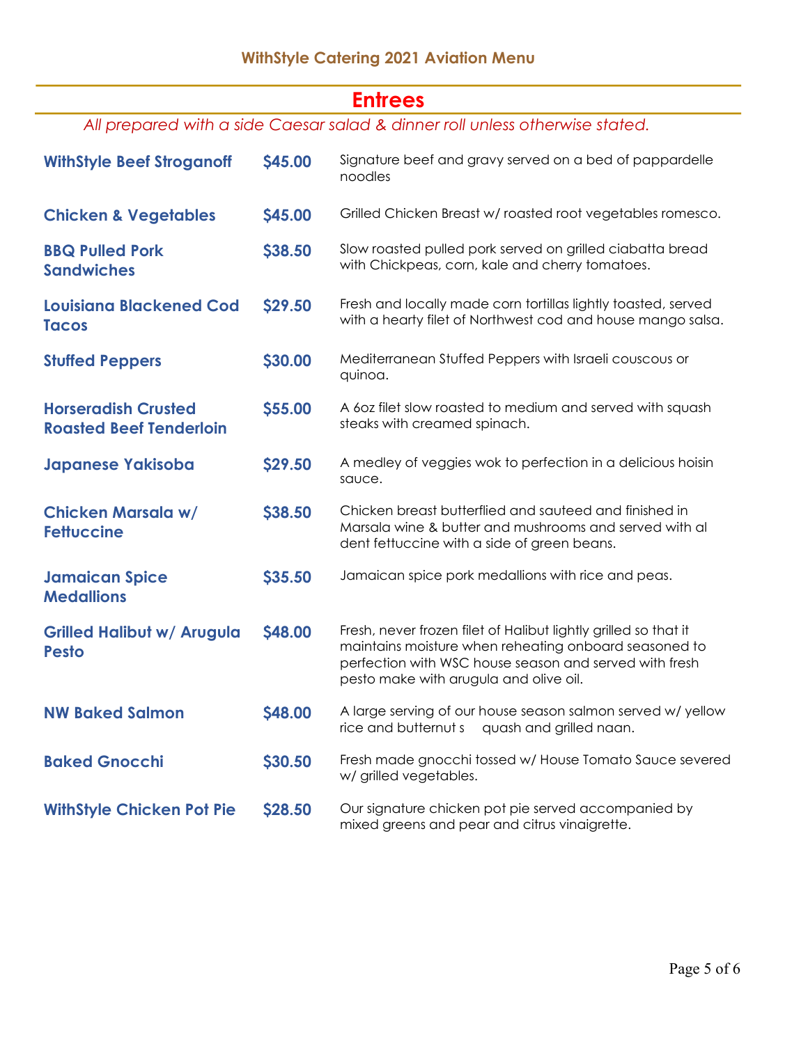## WithStyle Catering 2021 Aviation Menu

# Entrees

*All prepared with a side Caesar salad & dinner roll unless otherwise stated.*

| Item | Price | Description |
|---|---|---|
| **WithStyle Beef Stroganoff** | **$45.00** | Signature beef and gravy served on a bed of pappardelle noodles |
| **Chicken & Vegetables** | **$45.00** | Grilled Chicken Breast w/ roasted root vegetables romesco. |
| **BBQ Pulled Pork Sandwiches** | **$38.50** | Slow roasted pulled pork served on grilled ciabatta bread with Chickpeas, corn, kale and cherry tomatoes. |
| **Louisiana Blackened Cod Tacos** | **$29.50** | Fresh and locally made corn tortillas lightly toasted, served with a hearty filet of Northwest cod and house mango salsa. |
| **Stuffed Peppers** | **$30.00** | Mediterranean Stuffed Peppers with Israeli couscous or quinoa. |
| **Horseradish Crusted Roasted Beef Tenderloin** | **$55.00** | A 6oz filet slow roasted to medium and served with squash steaks with creamed spinach. |
| **Japanese Yakisoba** | **$29.50** | A medley of veggies wok to perfection in a delicious hoisin sauce. |
| **Chicken Marsala w/ Fettuccine** | **$38.50** | Chicken breast butterflied and sauteed and finished in Marsala wine & butter and mushrooms and served with al dent fettuccine with a side of green beans. |
| **Jamaican Spice Medallions** | **$35.50** | Jamaican spice pork medallions with rice and peas. |
| **Grilled Halibut w/ Arugula Pesto** | **$48.00** | Fresh, never frozen filet of Halibut lightly grilled so that it maintains moisture when reheating onboard seasoned to perfection with WSC house season and served with fresh pesto make with arugula and olive oil. |
| **NW Baked Salmon** | **$48.00** | A large serving of our house season salmon served w/ yellow rice and butternut s quash and grilled naan. |
| **Baked Gnocchi** | **$30.50** | Fresh made gnocchi tossed w/ House Tomato Sauce severed w/ grilled vegetables. |
| **WithStyle Chicken Pot Pie** | **$28.50** | Our signature chicken pot pie served accompanied by mixed greens and pear and citrus vinaigrette. |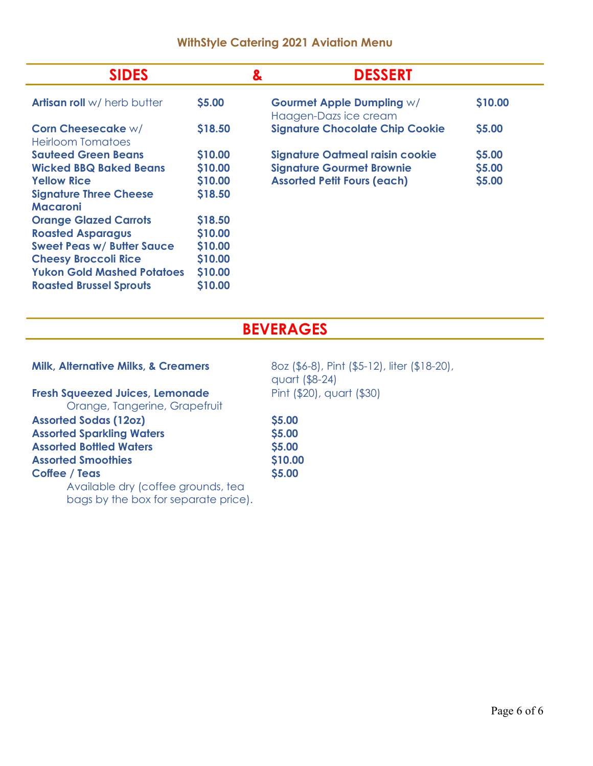WithStyle Catering 2021 Aviation Menu

## SIDES & DESSERT

| | |
|---|---|
| **Artisan roll** w/ herb butter | $5.00 |
| **Corn Cheesecake** w/ Heirloom Tomatoes | $18.50 |
| **Sauteed Green Beans** | $10.00 |
| **Wicked BBQ Baked Beans** | $10.00 |
| **Yellow Rice** | $10.00 |
| **Signature Three Cheese Macaroni** | $18.50 |
| **Orange Glazed Carrots** | $18.50 |
| **Roasted Asparagus** | $10.00 |
| **Sweet Peas w/ Butter Sauce** | $10.00 |
| **Cheesy Broccoli Rice** | $10.00 |
| **Yukon Gold Mashed Potatoes** | $10.00 |
| **Roasted Brussel Sprouts** | $10.00 |

| | |
|---|---|
| **Gourmet Apple Dumpling** w/ Haagen-Dazs ice cream | $10.00 |
| **Signature Chocolate Chip Cookie** | $5.00 |
| **Signature Oatmeal raisin cookie** | $5.00 |
| **Signature Gourmet Brownie** | $5.00 |
| **Assorted Petit Fours (each)** | $5.00 |

## BEVERAGES

| | |
|---|---|
| **Milk, Alternative Milks, & Creamers** | 8oz ($6-8), Pint ($5-12), liter ($18-20), quart ($8-24) |
| **Fresh Squeezed Juices, Lemonade**<br>Orange, Tangerine, Grapefruit | Pint ($20), quart ($30) |
| **Assorted Sodas (12oz)** | $5.00 |
| **Assorted Sparkling Waters** | $5.00 |
| **Assorted Bottled Waters** | $5.00 |
| **Assorted Smoothies** | $10.00 |
| **Coffee / Teas**<br>Available dry (coffee grounds, tea bags by the box for separate price). | $5.00 |